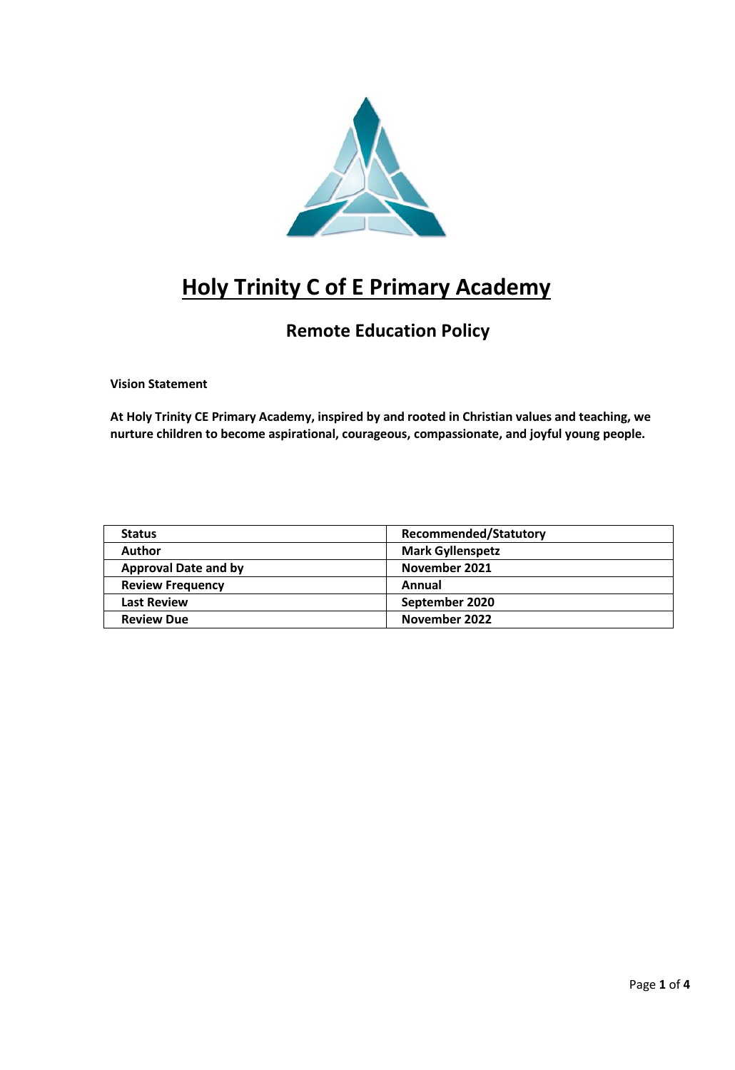# Holy Trinity C of E Primary Academy

## Remote Education Policy

**Vision Statement**

**At Holy Trinity CE Primary Academy, inspired by and rooted in Christian values and teaching, we nurture children to become aspirational, courageous, compassionate, and joyful young people.**

| **Status** | **Recommended/Statutory** |
|---|---|
| **Author** | **Mark Gyllenspetz** |
| **Approval Date and by** | **November 2021** |
| **Review Frequency** | **Annual** |
| **Last Review** | **September 2020** |
| **Review Due** | **November 2022** |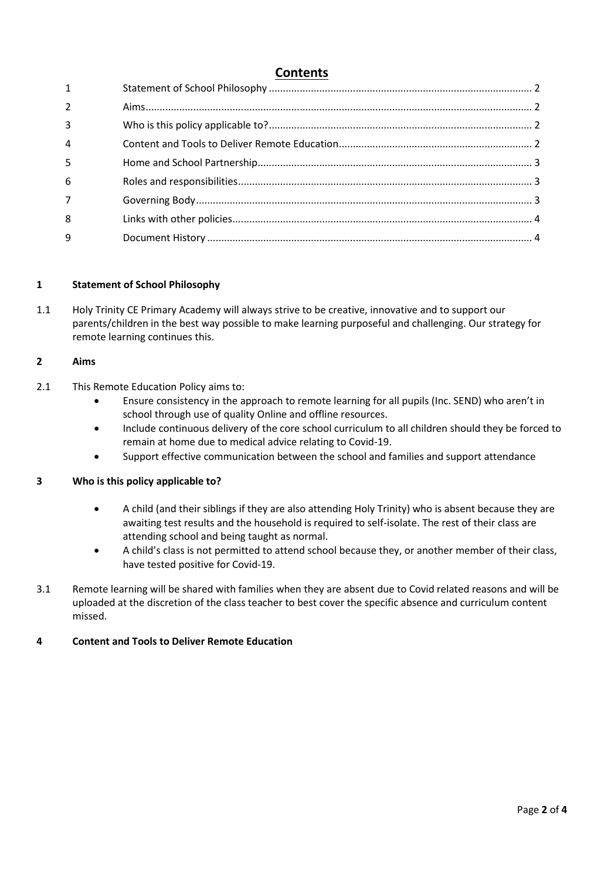## Contents

| | | |
|---|---|---|
| 1 | Statement of School Philosophy | 2 |
| 2 | Aims | 2 |
| 3 | Who is this policy applicable to? | 2 |
| 4 | Content and Tools to Deliver Remote Education | 2 |
| 5 | Home and School Partnership | 3 |
| 6 | Roles and responsibilities | 3 |
| 7 | Governing Body | 3 |
| 8 | Links with other policies | 4 |
| 9 | Document History | 4 |

### 1 Statement of School Philosophy

1.1 Holy Trinity CE Primary Academy will always strive to be creative, innovative and to support our parents/children in the best way possible to make learning purposeful and challenging. Our strategy for remote learning continues this.

### 2 Aims

2.1 This Remote Education Policy aims to:

- Ensure consistency in the approach to remote learning for all pupils (Inc. SEND) who aren't in school through use of quality Online and offline resources.
- Include continuous delivery of the core school curriculum to all children should they be forced to remain at home due to medical advice relating to Covid-19.
- Support effective communication between the school and families and support attendance

### 3 Who is this policy applicable to?

- A child (and their siblings if they are also attending Holy Trinity) who is absent because they are awaiting test results and the household is required to self-isolate. The rest of their class are attending school and being taught as normal.
- A child's class is not permitted to attend school because they, or another member of their class, have tested positive for Covid-19.

3.1 Remote learning will be shared with families when they are absent due to Covid related reasons and will be uploaded at the discretion of the class teacher to best cover the specific absence and curriculum content missed.

### 4 Content and Tools to Deliver Remote Education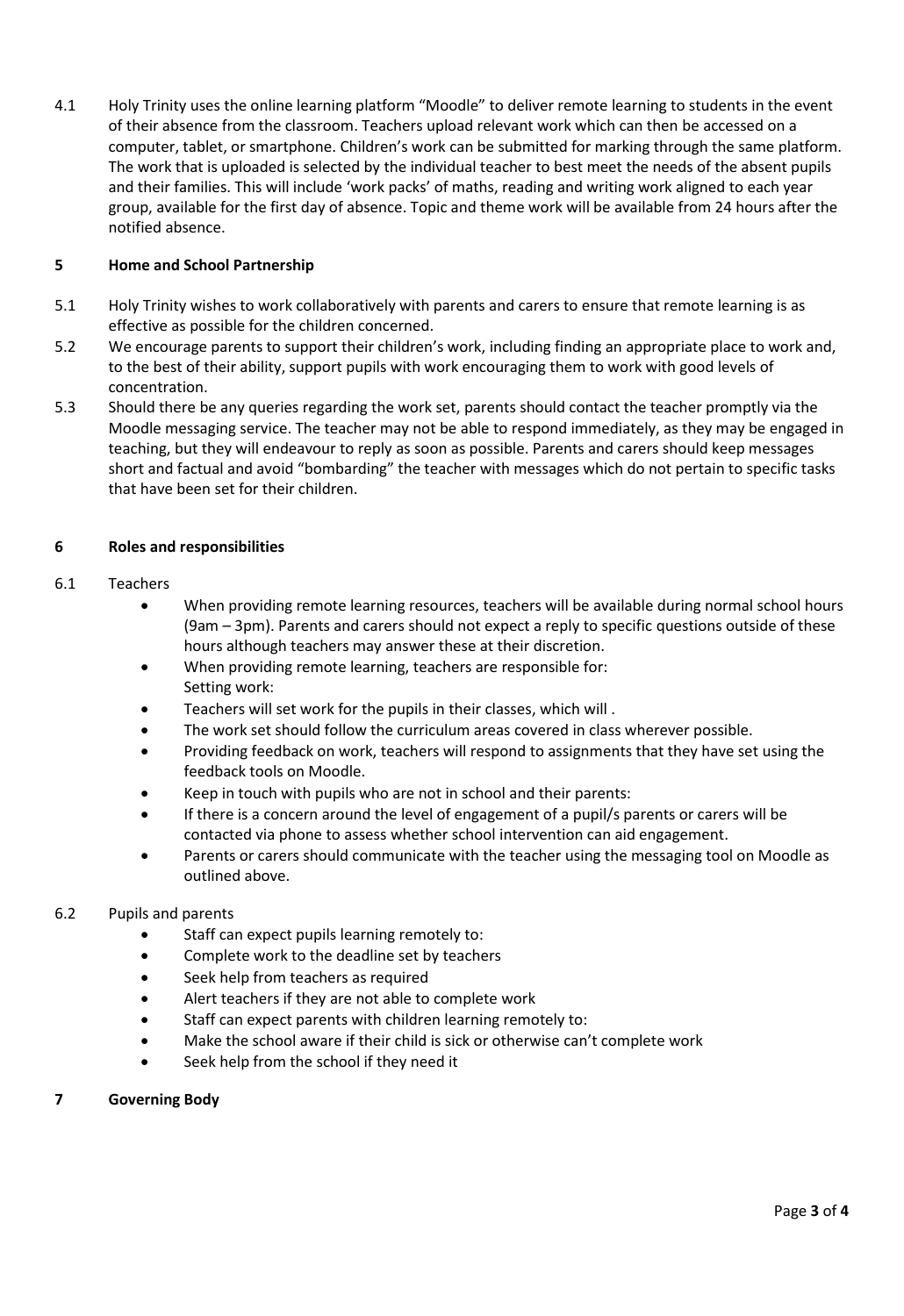4.1 Holy Trinity uses the online learning platform "Moodle" to deliver remote learning to students in the event of their absence from the classroom. Teachers upload relevant work which can then be accessed on a computer, tablet, or smartphone. Children's work can be submitted for marking through the same platform. The work that is uploaded is selected by the individual teacher to best meet the needs of the absent pupils and their families. This will include 'work packs' of maths, reading and writing work aligned to each year group, available for the first day of absence. Topic and theme work will be available from 24 hours after the notified absence.

## 5 Home and School Partnership

5.1 Holy Trinity wishes to work collaboratively with parents and carers to ensure that remote learning is as effective as possible for the children concerned.

5.2 We encourage parents to support their children's work, including finding an appropriate place to work and, to the best of their ability, support pupils with work encouraging them to work with good levels of concentration.

5.3 Should there be any queries regarding the work set, parents should contact the teacher promptly via the Moodle messaging service. The teacher may not be able to respond immediately, as they may be engaged in teaching, but they will endeavour to reply as soon as possible. Parents and carers should keep messages short and factual and avoid "bombarding" the teacher with messages which do not pertain to specific tasks that have been set for their children.

## 6 Roles and responsibilities

6.1 Teachers

- When providing remote learning resources, teachers will be available during normal school hours (9am – 3pm). Parents and carers should not expect a reply to specific questions outside of these hours although teachers may answer these at their discretion.
- When providing remote learning, teachers are responsible for:
  Setting work:
- Teachers will set work for the pupils in their classes, which will .
- The work set should follow the curriculum areas covered in class wherever possible.
- Providing feedback on work, teachers will respond to assignments that they have set using the feedback tools on Moodle.
- Keep in touch with pupils who are not in school and their parents:
- If there is a concern around the level of engagement of a pupil/s parents or carers will be contacted via phone to assess whether school intervention can aid engagement.
- Parents or carers should communicate with the teacher using the messaging tool on Moodle as outlined above.

6.2 Pupils and parents

- Staff can expect pupils learning remotely to:
- Complete work to the deadline set by teachers
- Seek help from teachers as required
- Alert teachers if they are not able to complete work
- Staff can expect parents with children learning remotely to:
- Make the school aware if their child is sick or otherwise can't complete work
- Seek help from the school if they need it

## 7 Governing Body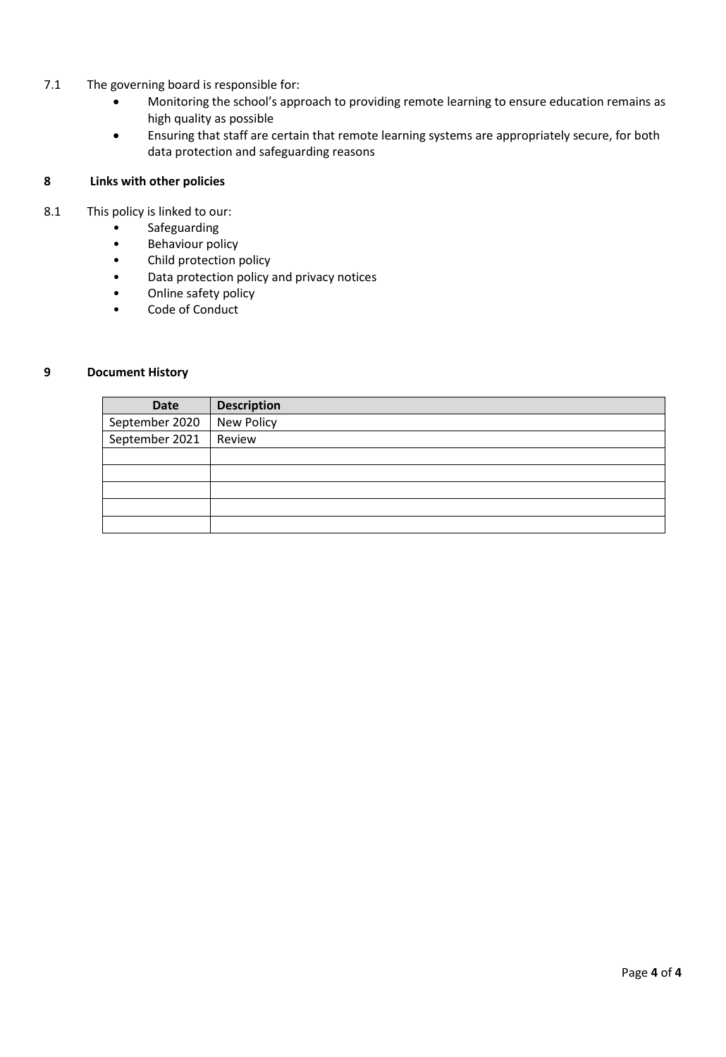7.1 The governing board is responsible for:

- Monitoring the school's approach to providing remote learning to ensure education remains as high quality as possible
- Ensuring that staff are certain that remote learning systems are appropriately secure, for both data protection and safeguarding reasons

## 8 Links with other policies

8.1 This policy is linked to our:

- Safeguarding
- Behaviour policy
- Child protection policy
- Data protection policy and privacy notices
- Online safety policy
- Code of Conduct

## 9 Document History

| Date | Description |
| --- | --- |
| September 2020 | New Policy |
| September 2021 | Review |
| | |
| | |
| | |
| | |
| | |